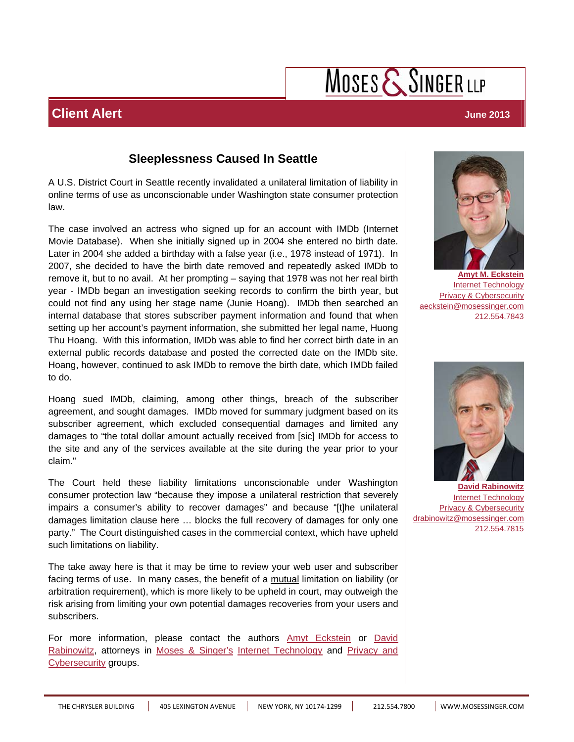MOSES & SINGER LLP

**Client Alert** — **June 2013**

# Sleeplessness Caused In Seattle

A U.S. District Court in Seattle recently invalidated a unilateral limitation of liability in online terms of use as unconscionable under Washington state consumer protection law.

The case involved an actress who signed up for an account with IMDb (Internet Movie Database). When she initially signed up in 2004 she entered no birth date. Later in 2004 she added a birthday with a false year (i.e., 1978 instead of 1971). In 2007, she decided to have the birth date removed and repeatedly asked IMDb to remove it, but to no avail. At her prompting – saying that 1978 was not her real birth year - IMDb began an investigation seeking records to confirm the birth year, but could not find any using her stage name (Junie Hoang). IMDb then searched an internal database that stores subscriber payment information and found that when setting up her account's payment information, she submitted her legal name, Huong Thu Hoang. With this information, IMDb was able to find her correct birth date in an external public records database and posted the corrected date on the IMDb site. Hoang, however, continued to ask IMDb to remove the birth date, which IMDb failed to do.

Hoang sued IMDb, claiming, among other things, breach of the subscriber agreement, and sought damages. IMDb moved for summary judgment based on its subscriber agreement, which excluded consequential damages and limited any damages to "the total dollar amount actually received from [sic] IMDb for access to the site and any of the services available at the site during the year prior to your claim."

The Court held these liability limitations unconscionable under Washington consumer protection law "because they impose a unilateral restriction that severely impairs a consumer's ability to recover damages" and because "[t]he unilateral damages limitation clause here … blocks the full recovery of damages for only one party." The Court distinguished cases in the commercial context, which have upheld such limitations on liability.

The take away here is that it may be time to review your web user and subscriber facing terms of use. In many cases, the benefit of a mutual limitation on liability (or arbitration requirement), which is more likely to be upheld in court, may outweigh the risk arising from limiting your own potential damages recoveries from your users and subscribers.

For more information, please contact the authors Amyt Eckstein or David Rabinowitz, attorneys in Moses & Singer's Internet Technology and Privacy and Cybersecurity groups.

**Amyt M. Eckstein**
Internet Technology
Privacy & Cybersecurity
aeckstein@mosessinger.com
212.554.7843

**David Rabinowitz**
Internet Technology
Privacy & Cybersecurity
drabinowitz@mosessinger.com
212.554.7815

THE CHRYSLER BUILDING | 405 LEXINGTON AVENUE | NEW YORK, NY 10174-1299 | 212.554.7800 | WWW.MOSESSINGER.COM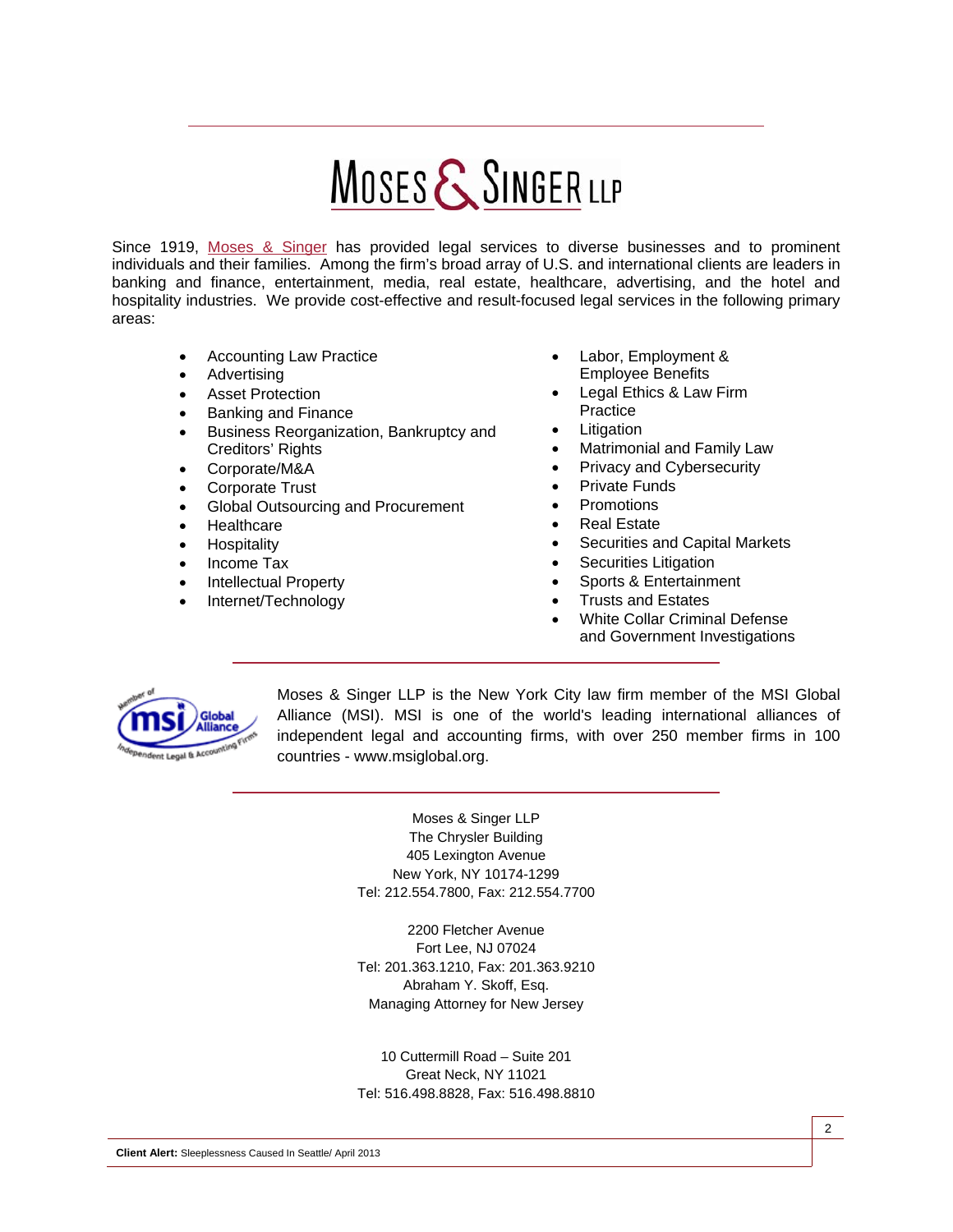# MOSES & SINGER LLP

Since 1919, Moses & Singer has provided legal services to diverse businesses and to prominent individuals and their families. Among the firm's broad array of U.S. and international clients are leaders in banking and finance, entertainment, media, real estate, healthcare, advertising, and the hotel and hospitality industries. We provide cost-effective and result-focused legal services in the following primary areas:

- Accounting Law Practice
- Advertising
- Asset Protection
- Banking and Finance
- Business Reorganization, Bankruptcy and Creditors' Rights
- Corporate/M&A
- Corporate Trust
- Global Outsourcing and Procurement
- Healthcare
- Hospitality
- Income Tax
- Intellectual Property
- Internet/Technology
- Labor, Employment & Employee Benefits
- Legal Ethics & Law Firm Practice
- Litigation
- Matrimonial and Family Law
- Privacy and Cybersecurity
- Private Funds
- Promotions
- Real Estate
- Securities and Capital Markets
- Securities Litigation
- Sports & Entertainment
- Trusts and Estates
- White Collar Criminal Defense and Government Investigations

---

Moses & Singer LLP is the New York City law firm member of the MSI Global Alliance (MSI). MSI is one of the world's leading international alliances of independent legal and accounting firms, with over 250 member firms in 100 countries - www.msiglobal.org.

---

Moses & Singer LLP
The Chrysler Building
405 Lexington Avenue
New York, NY 10174-1299
Tel: 212.554.7800, Fax: 212.554.7700

2200 Fletcher Avenue
Fort Lee, NJ 07024
Tel: 201.363.1210, Fax: 201.363.9210
Abraham Y. Skoff, Esq.
Managing Attorney for New Jersey

10 Cuttermill Road – Suite 201
Great Neck, NY 11021
Tel: 516.498.8828, Fax: 516.498.8810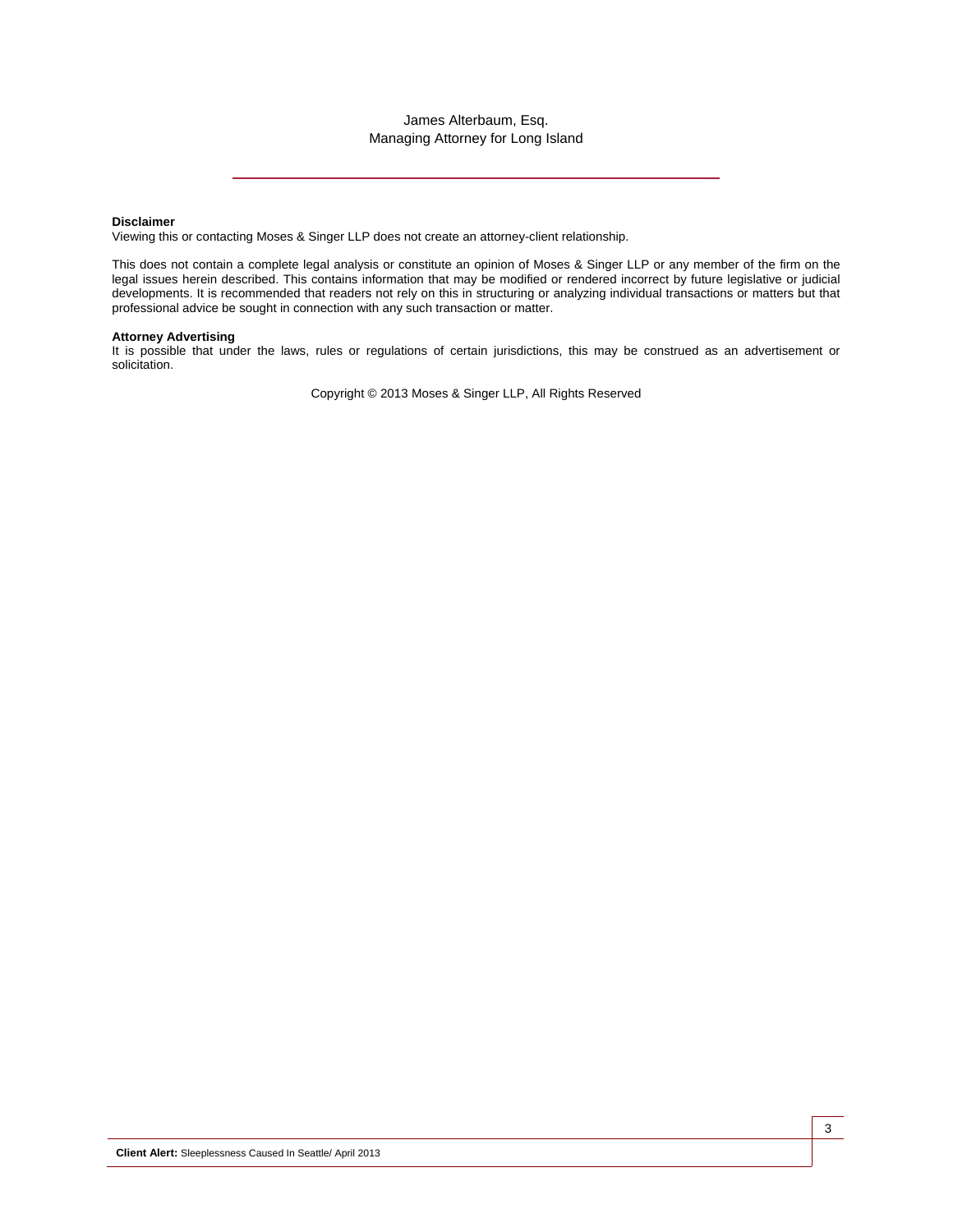James Alterbaum, Esq.
Managing Attorney for Long Island

---

**Disclaimer**
Viewing this or contacting Moses & Singer LLP does not create an attorney-client relationship.

This does not contain a complete legal analysis or constitute an opinion of Moses & Singer LLP or any member of the firm on the legal issues herein described. This contains information that may be modified or rendered incorrect by future legislative or judicial developments. It is recommended that readers not rely on this in structuring or analyzing individual transactions or matters but that professional advice be sought in connection with any such transaction or matter.

**Attorney Advertising**
It is possible that under the laws, rules or regulations of certain jurisdictions, this may be construed as an advertisement or solicitation.

Copyright © 2013 Moses & Singer LLP, All Rights Reserved